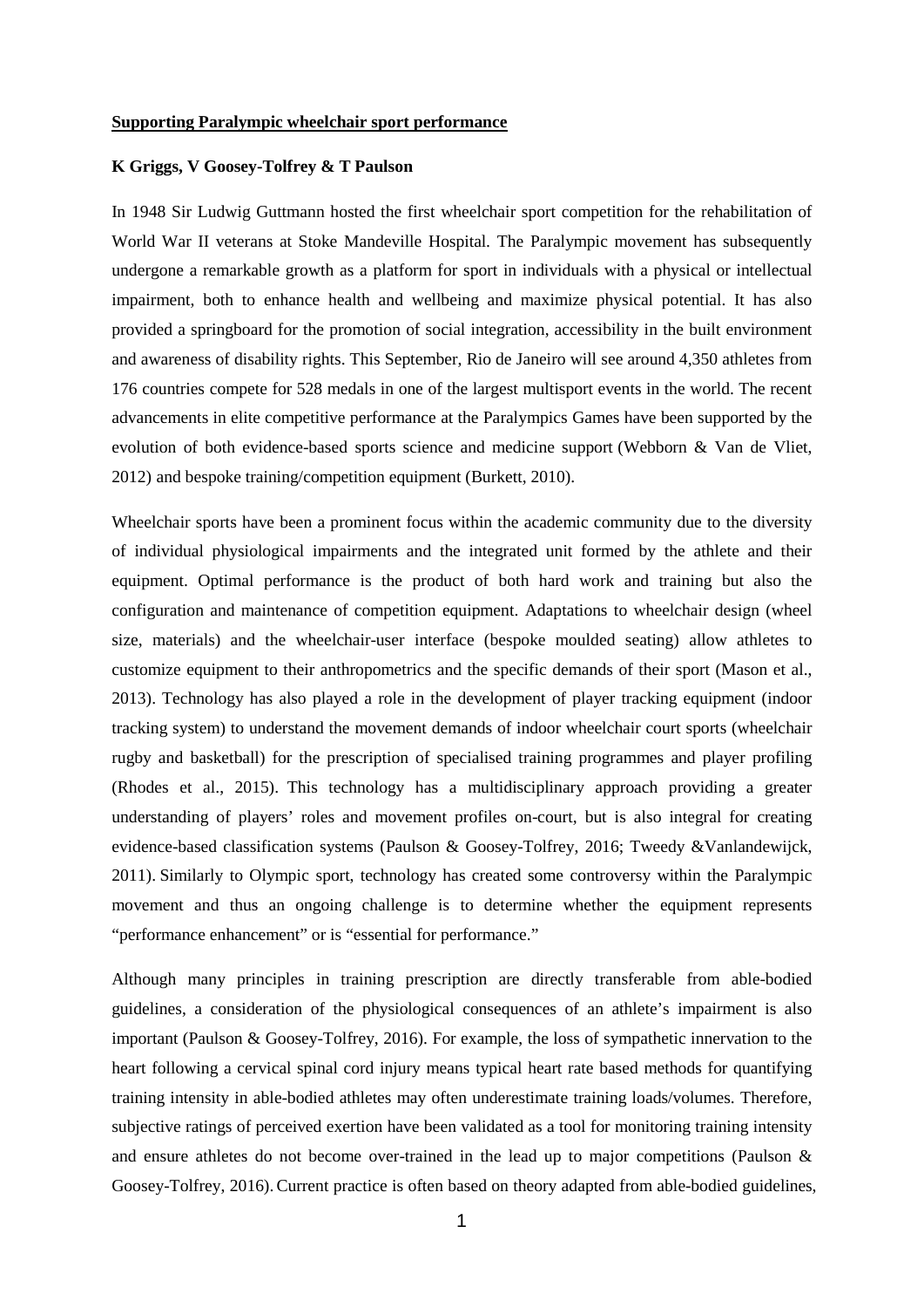**Supporting Paralympic wheelchair sport performance**

**K Griggs, V Goosey-Tolfrey & T Paulson**

In 1948 Sir Ludwig Guttmann hosted the first wheelchair sport competition for the rehabilitation of World War II veterans at Stoke Mandeville Hospital. The Paralympic movement has subsequently undergone a remarkable growth as a platform for sport in individuals with a physical or intellectual impairment, both to enhance health and wellbeing and maximize physical potential. It has also provided a springboard for the promotion of social integration, accessibility in the built environment and awareness of disability rights. This September, Rio de Janeiro will see around 4,350 athletes from 176 countries compete for 528 medals in one of the largest multisport events in the world. The recent advancements in elite competitive performance at the Paralympics Games have been supported by the evolution of both evidence-based sports science and medicine support (Webborn & Van de Vliet, 2012) and bespoke training/competition equipment (Burkett, 2010).

Wheelchair sports have been a prominent focus within the academic community due to the diversity of individual physiological impairments and the integrated unit formed by the athlete and their equipment. Optimal performance is the product of both hard work and training but also the configuration and maintenance of competition equipment. Adaptations to wheelchair design (wheel size, materials) and the wheelchair-user interface (bespoke moulded seating) allow athletes to customize equipment to their anthropometrics and the specific demands of their sport (Mason et al., 2013). Technology has also played a role in the development of player tracking equipment (indoor tracking system) to understand the movement demands of indoor wheelchair court sports (wheelchair rugby and basketball) for the prescription of specialised training programmes and player profiling (Rhodes et al., 2015). This technology has a multidisciplinary approach providing a greater understanding of players' roles and movement profiles on-court, but is also integral for creating evidence-based classification systems (Paulson & Goosey-Tolfrey, 2016; Tweedy &Vanlandewijck, 2011). Similarly to Olympic sport, technology has created some controversy within the Paralympic movement and thus an ongoing challenge is to determine whether the equipment represents "performance enhancement" or is "essential for performance."

Although many principles in training prescription are directly transferable from able-bodied guidelines, a consideration of the physiological consequences of an athlete's impairment is also important (Paulson & Goosey-Tolfrey, 2016). For example, the loss of sympathetic innervation to the heart following a cervical spinal cord injury means typical heart rate based methods for quantifying training intensity in able-bodied athletes may often underestimate training loads/volumes. Therefore, subjective ratings of perceived exertion have been validated as a tool for monitoring training intensity and ensure athletes do not become over-trained in the lead up to major competitions (Paulson & Goosey-Tolfrey, 2016). Current practice is often based on theory adapted from able-bodied guidelines,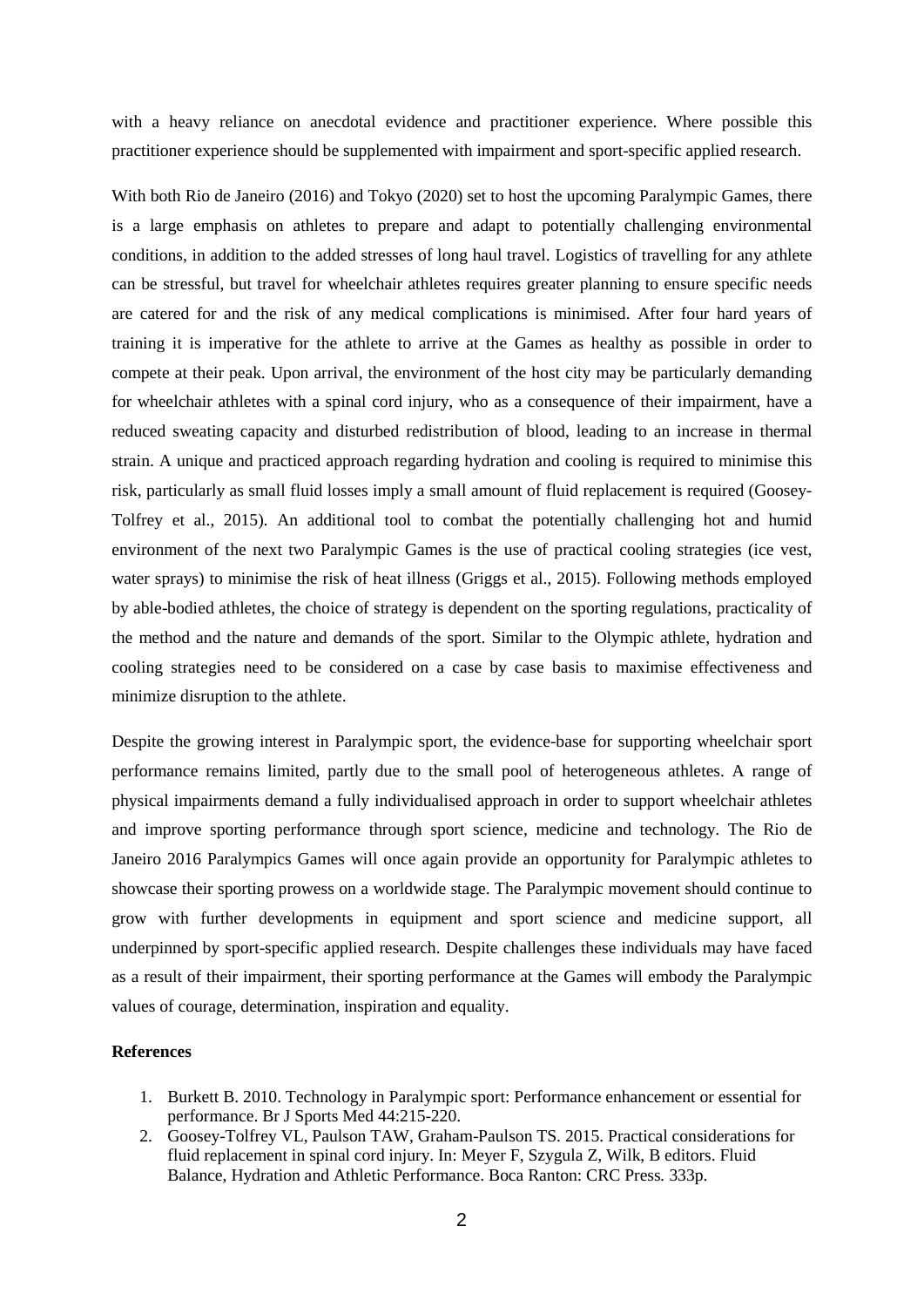with a heavy reliance on anecdotal evidence and practitioner experience. Where possible this practitioner experience should be supplemented with impairment and sport-specific applied research.

With both Rio de Janeiro (2016) and Tokyo (2020) set to host the upcoming Paralympic Games, there is a large emphasis on athletes to prepare and adapt to potentially challenging environmental conditions, in addition to the added stresses of long haul travel. Logistics of travelling for any athlete can be stressful, but travel for wheelchair athletes requires greater planning to ensure specific needs are catered for and the risk of any medical complications is minimised. After four hard years of training it is imperative for the athlete to arrive at the Games as healthy as possible in order to compete at their peak. Upon arrival, the environment of the host city may be particularly demanding for wheelchair athletes with a spinal cord injury, who as a consequence of their impairment, have a reduced sweating capacity and disturbed redistribution of blood, leading to an increase in thermal strain. A unique and practiced approach regarding hydration and cooling is required to minimise this risk, particularly as small fluid losses imply a small amount of fluid replacement is required (Goosey-Tolfrey et al., 2015). An additional tool to combat the potentially challenging hot and humid environment of the next two Paralympic Games is the use of practical cooling strategies (ice vest, water sprays) to minimise the risk of heat illness (Griggs et al., 2015). Following methods employed by able-bodied athletes, the choice of strategy is dependent on the sporting regulations, practicality of the method and the nature and demands of the sport. Similar to the Olympic athlete, hydration and cooling strategies need to be considered on a case by case basis to maximise effectiveness and minimize disruption to the athlete.

Despite the growing interest in Paralympic sport, the evidence-base for supporting wheelchair sport performance remains limited, partly due to the small pool of heterogeneous athletes. A range of physical impairments demand a fully individualised approach in order to support wheelchair athletes and improve sporting performance through sport science, medicine and technology. The Rio de Janeiro 2016 Paralympics Games will once again provide an opportunity for Paralympic athletes to showcase their sporting prowess on a worldwide stage. The Paralympic movement should continue to grow with further developments in equipment and sport science and medicine support, all underpinned by sport-specific applied research. Despite challenges these individuals may have faced as a result of their impairment, their sporting performance at the Games will embody the Paralympic values of courage, determination, inspiration and equality.

**References**

1. Burkett B. 2010. Technology in Paralympic sport: Performance enhancement or essential for performance. Br J Sports Med 44:215-220.
2. Goosey-Tolfrey VL, Paulson TAW, Graham-Paulson TS. 2015. Practical considerations for fluid replacement in spinal cord injury. In: Meyer F, Szygula Z, Wilk, B editors. Fluid Balance, Hydration and Athletic Performance. Boca Ranton: CRC Press. 333p.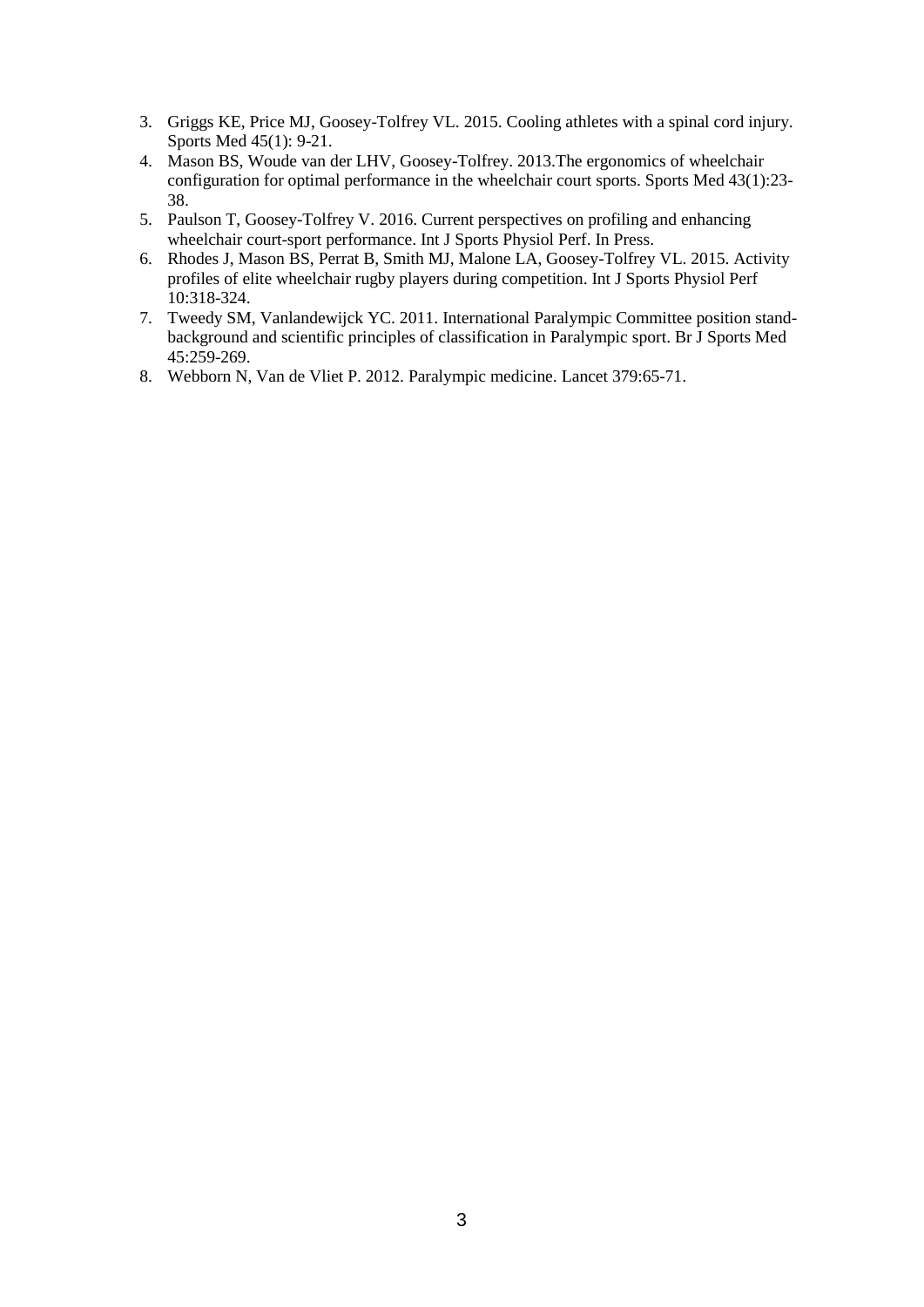3. Griggs KE, Price MJ, Goosey-Tolfrey VL. 2015. Cooling athletes with a spinal cord injury. Sports Med 45(1): 9-21.
4. Mason BS, Woude van der LHV, Goosey-Tolfrey. 2013.The ergonomics of wheelchair configuration for optimal performance in the wheelchair court sports. Sports Med 43(1):23-38.
5. Paulson T, Goosey-Tolfrey V. 2016. Current perspectives on profiling and enhancing wheelchair court-sport performance. Int J Sports Physiol Perf. In Press.
6. Rhodes J, Mason BS, Perrat B, Smith MJ, Malone LA, Goosey-Tolfrey VL. 2015. Activity profiles of elite wheelchair rugby players during competition. Int J Sports Physiol Perf 10:318-324.
7. Tweedy SM, Vanlandewijck YC. 2011. International Paralympic Committee position stand-background and scientific principles of classification in Paralympic sport. Br J Sports Med 45:259-269.
8. Webborn N, Van de Vliet P. 2012. Paralympic medicine. Lancet 379:65-71.